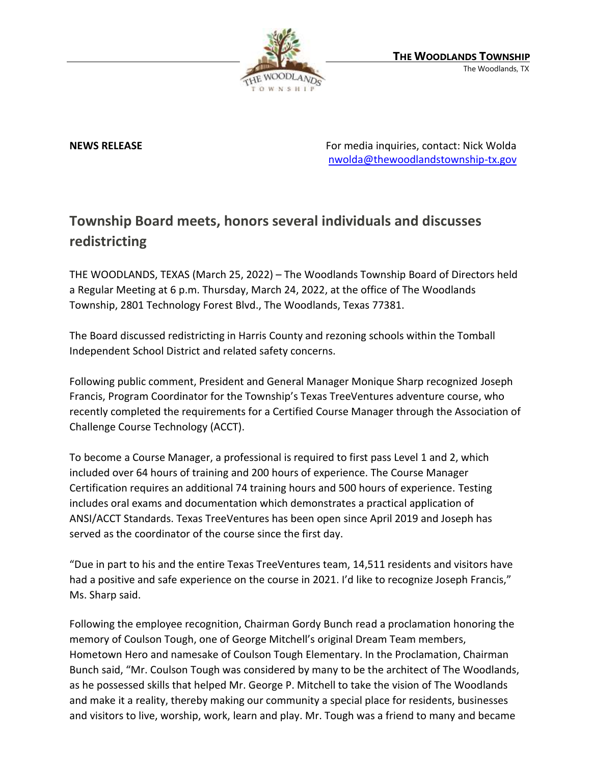**THE WOODLANDS TOWNSHIP**
The Woodlands, TX

**NEWS RELEASE**

For media inquiries, contact: Nick Wolda
nwolda@thewoodlandstownship-tx.gov

# Township Board meets, honors several individuals and discusses redistricting

THE WOODLANDS, TEXAS (March 25, 2022) – The Woodlands Township Board of Directors held a Regular Meeting at 6 p.m. Thursday, March 24, 2022, at the office of The Woodlands Township, 2801 Technology Forest Blvd., The Woodlands, Texas 77381.

The Board discussed redistricting in Harris County and rezoning schools within the Tomball Independent School District and related safety concerns.

Following public comment, President and General Manager Monique Sharp recognized Joseph Francis, Program Coordinator for the Township's Texas TreeVentures adventure course, who recently completed the requirements for a Certified Course Manager through the Association of Challenge Course Technology (ACCT).

To become a Course Manager, a professional is required to first pass Level 1 and 2, which included over 64 hours of training and 200 hours of experience. The Course Manager Certification requires an additional 74 training hours and 500 hours of experience. Testing includes oral exams and documentation which demonstrates a practical application of ANSI/ACCT Standards. Texas TreeVentures has been open since April 2019 and Joseph has served as the coordinator of the course since the first day.

"Due in part to his and the entire Texas TreeVentures team, 14,511 residents and visitors have had a positive and safe experience on the course in 2021. I'd like to recognize Joseph Francis," Ms. Sharp said.

Following the employee recognition, Chairman Gordy Bunch read a proclamation honoring the memory of Coulson Tough, one of George Mitchell's original Dream Team members, Hometown Hero and namesake of Coulson Tough Elementary. In the Proclamation, Chairman Bunch said, "Mr. Coulson Tough was considered by many to be the architect of The Woodlands, as he possessed skills that helped Mr. George P. Mitchell to take the vision of The Woodlands and make it a reality, thereby making our community a special place for residents, businesses and visitors to live, worship, work, learn and play. Mr. Tough was a friend to many and became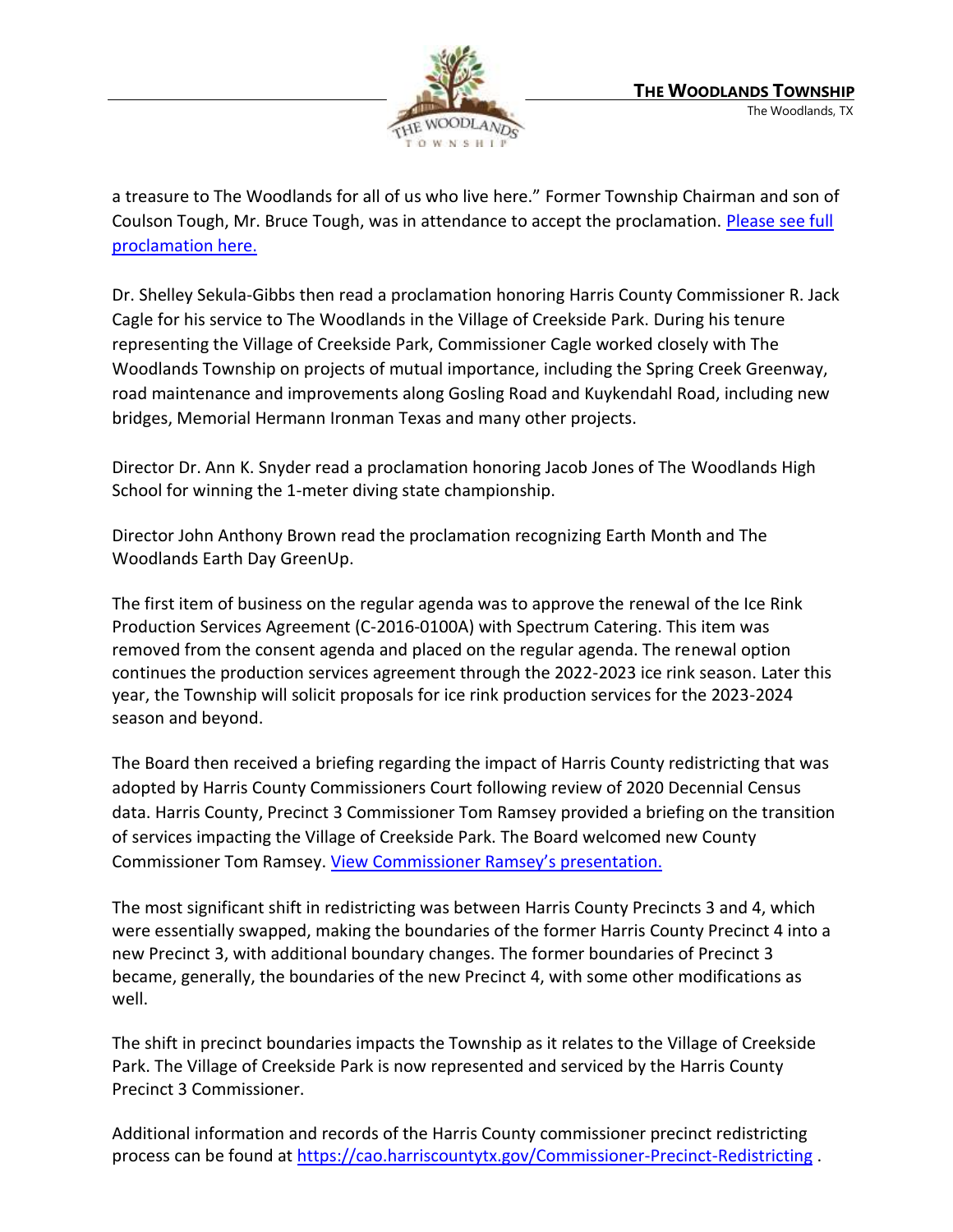a treasure to The Woodlands for all of us who live here." Former Township Chairman and son of Coulson Tough, Mr. Bruce Tough, was in attendance to accept the proclamation. Please see full proclamation here.

Dr. Shelley Sekula-Gibbs then read a proclamation honoring Harris County Commissioner R. Jack Cagle for his service to The Woodlands in the Village of Creekside Park. During his tenure representing the Village of Creekside Park, Commissioner Cagle worked closely with The Woodlands Township on projects of mutual importance, including the Spring Creek Greenway, road maintenance and improvements along Gosling Road and Kuykendahl Road, including new bridges, Memorial Hermann Ironman Texas and many other projects.

Director Dr. Ann K. Snyder read a proclamation honoring Jacob Jones of The Woodlands High School for winning the 1-meter diving state championship.

Director John Anthony Brown read the proclamation recognizing Earth Month and The Woodlands Earth Day GreenUp.

The first item of business on the regular agenda was to approve the renewal of the Ice Rink Production Services Agreement (C-2016-0100A) with Spectrum Catering. This item was removed from the consent agenda and placed on the regular agenda. The renewal option continues the production services agreement through the 2022-2023 ice rink season. Later this year, the Township will solicit proposals for ice rink production services for the 2023-2024 season and beyond.

The Board then received a briefing regarding the impact of Harris County redistricting that was adopted by Harris County Commissioners Court following review of 2020 Decennial Census data. Harris County, Precinct 3 Commissioner Tom Ramsey provided a briefing on the transition of services impacting the Village of Creekside Park. The Board welcomed new County Commissioner Tom Ramsey. View Commissioner Ramsey's presentation.

The most significant shift in redistricting was between Harris County Precincts 3 and 4, which were essentially swapped, making the boundaries of the former Harris County Precinct 4 into a new Precinct 3, with additional boundary changes. The former boundaries of Precinct 3 became, generally, the boundaries of the new Precinct 4, with some other modifications as well.

The shift in precinct boundaries impacts the Township as it relates to the Village of Creekside Park. The Village of Creekside Park is now represented and serviced by the Harris County Precinct 3 Commissioner.

Additional information and records of the Harris County commissioner precinct redistricting process can be found at https://cao.harriscountytx.gov/Commissioner-Precinct-Redistricting .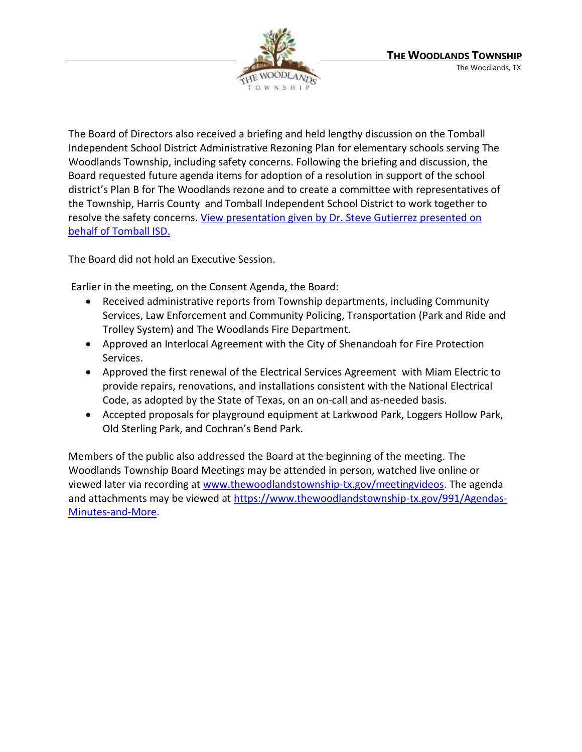The Board of Directors also received a briefing and held lengthy discussion on the Tomball Independent School District Administrative Rezoning Plan for elementary schools serving The Woodlands Township, including safety concerns. Following the briefing and discussion, the Board requested future agenda items for adoption of a resolution in support of the school district's Plan B for The Woodlands rezone and to create a committee with representatives of the Township, Harris County and Tomball Independent School District to work together to resolve the safety concerns. [View presentation given by Dr. Steve Gutierrez presented on behalf of Tomball ISD.]()

The Board did not hold an Executive Session.

Earlier in the meeting, on the Consent Agenda, the Board:

- Received administrative reports from Township departments, including Community Services, Law Enforcement and Community Policing, Transportation (Park and Ride and Trolley System) and The Woodlands Fire Department.
- Approved an Interlocal Agreement with the City of Shenandoah for Fire Protection Services.
- Approved the first renewal of the Electrical Services Agreement with Miam Electric to provide repairs, renovations, and installations consistent with the National Electrical Code, as adopted by the State of Texas, on an on-call and as-needed basis.
- Accepted proposals for playground equipment at Larkwood Park, Loggers Hollow Park, Old Sterling Park, and Cochran's Bend Park.

Members of the public also addressed the Board at the beginning of the meeting. The Woodlands Township Board Meetings may be attended in person, watched live online or viewed later via recording at [www.thewoodlandstownship-tx.gov/meetingvideos](http://www.thewoodlandstownship-tx.gov/meetingvideos). The agenda and attachments may be viewed at [https://www.thewoodlandstownship-tx.gov/991/Agendas-Minutes-and-More](https://www.thewoodlandstownship-tx.gov/991/Agendas-Minutes-and-More).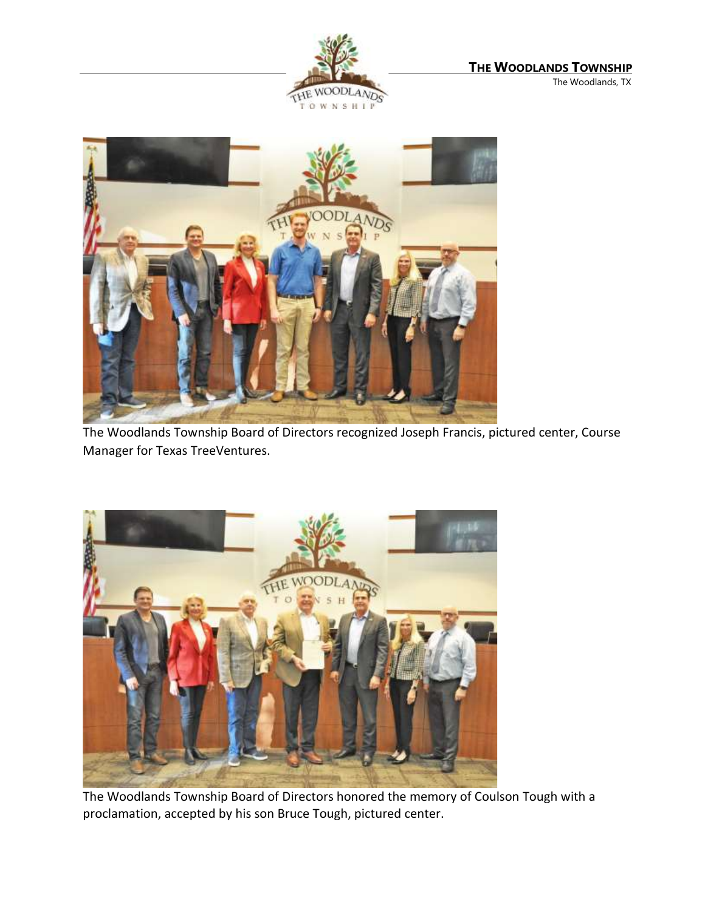The Woodlands Township Board of Directors recognized Joseph Francis, pictured center, Course Manager for Texas TreeVentures.

The Woodlands Township Board of Directors honored the memory of Coulson Tough with a proclamation, accepted by his son Bruce Tough, pictured center.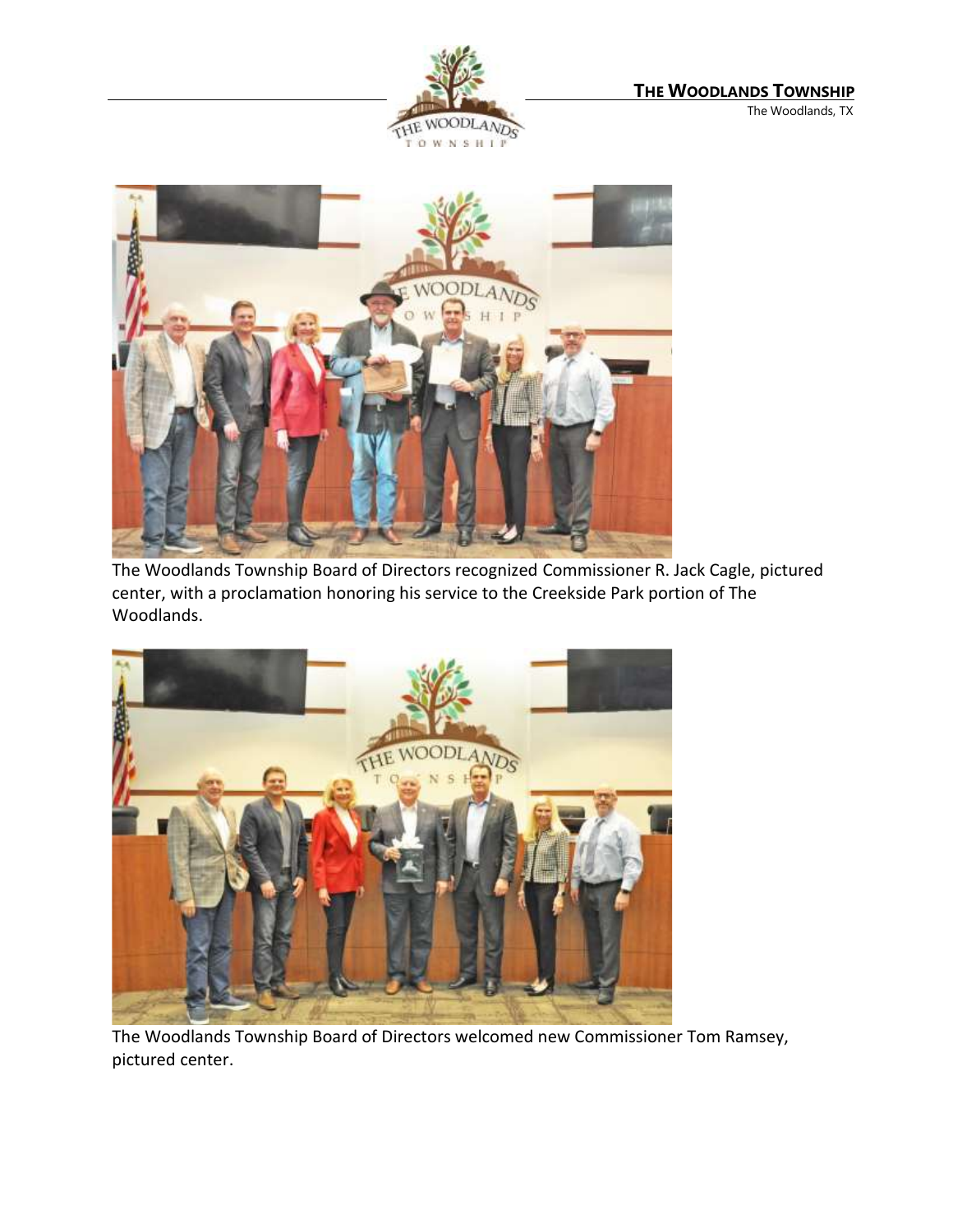The Woodlands Township Board of Directors recognized Commissioner R. Jack Cagle, pictured center, with a proclamation honoring his service to the Creekside Park portion of The Woodlands.

The Woodlands Township Board of Directors welcomed new Commissioner Tom Ramsey, pictured center.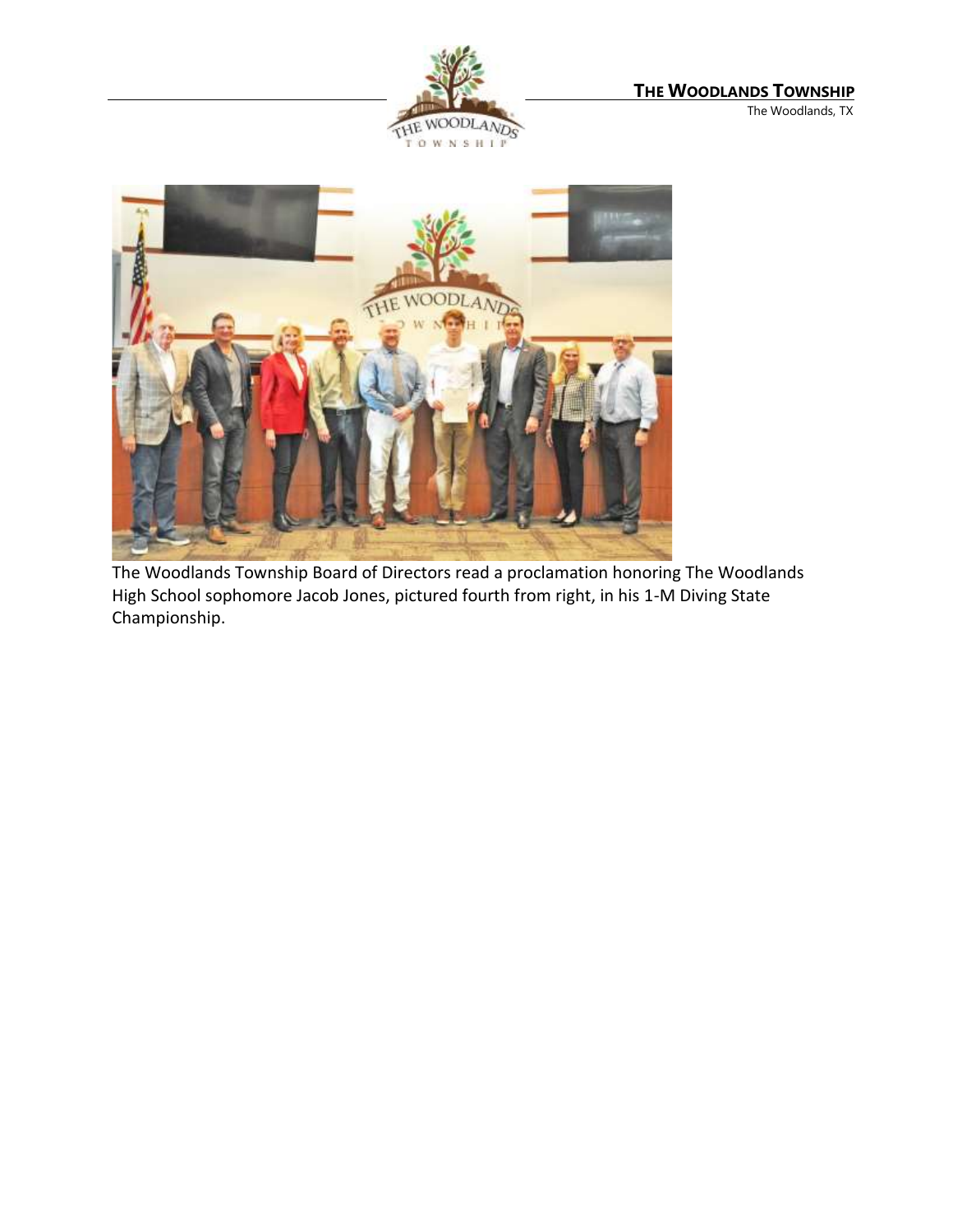The Woodlands Township Board of Directors read a proclamation honoring The Woodlands High School sophomore Jacob Jones, pictured fourth from right, in his 1-M Diving State Championship.